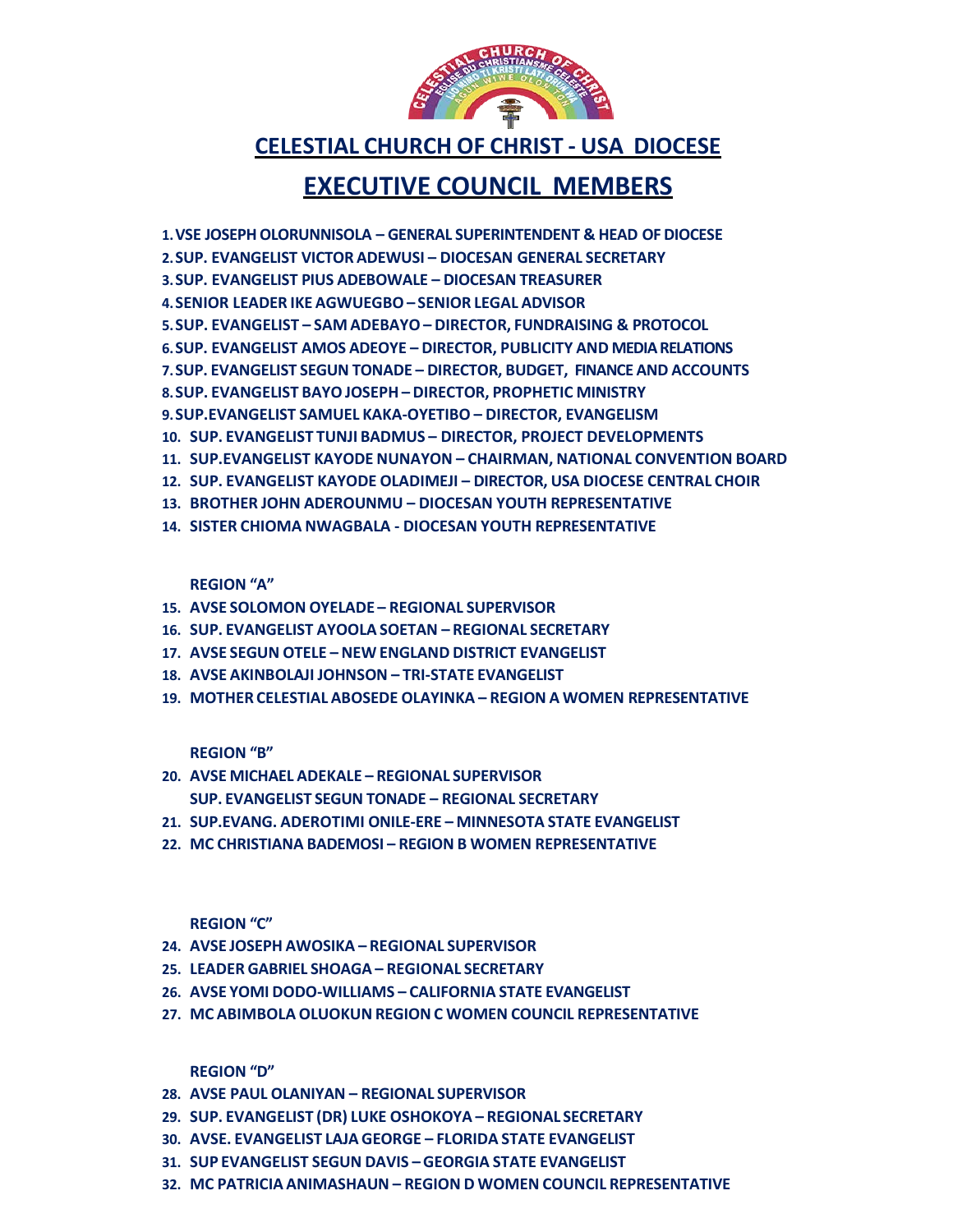# CELESTIAL CHURCH OF CHRIST - USA DIOCESE

## EXECUTIVE COUNCIL MEMBERS

1. VSE JOSEPH OLORUNNISOLA – GENERAL SUPERINTENDENT & HEAD OF DIOCESE
2. SUP. EVANGELIST VICTOR ADEWUSI – DIOCESAN GENERAL SECRETARY
3. SUP. EVANGELIST PIUS ADEBOWALE – DIOCESAN TREASURER
4. SENIOR LEADER IKE AGWUEGBO – SENIOR LEGAL ADVISOR
5. SUP. EVANGELIST – SAM ADEBAYO – DIRECTOR, FUNDRAISING & PROTOCOL
6. SUP. EVANGELIST AMOS ADEOYE – DIRECTOR, PUBLICITY AND MEDIA RELATIONS
7. SUP. EVANGELIST SEGUN TONADE – DIRECTOR, BUDGET, FINANCE AND ACCOUNTS
8. SUP. EVANGELIST BAYO JOSEPH – DIRECTOR, PROPHETIC MINISTRY
9. SUP.EVANGELIST SAMUEL KAKA-OYETIBO – DIRECTOR, EVANGELISM
10. SUP. EVANGELIST TUNJI BADMUS – DIRECTOR, PROJECT DEVELOPMENTS
11. SUP.EVANGELIST KAYODE NUNAYON – CHAIRMAN, NATIONAL CONVENTION BOARD
12. SUP. EVANGELIST KAYODE OLADIMEJI – DIRECTOR, USA DIOCESE CENTRAL CHOIR
13. BROTHER JOHN ADEROUNMU – DIOCESAN YOUTH REPRESENTATIVE
14. SISTER CHIOMA NWAGBALA - DIOCESAN YOUTH REPRESENTATIVE

**REGION "A"**

15. AVSE SOLOMON OYELADE – REGIONAL SUPERVISOR
16. SUP. EVANGELIST AYOOLA SOETAN – REGIONAL SECRETARY
17. AVSE SEGUN OTELE – NEW ENGLAND DISTRICT EVANGELIST
18. AVSE AKINBOLAJI JOHNSON – TRI-STATE EVANGELIST
19. MOTHER CELESTIAL ABOSEDE OLAYINKA – REGION A WOMEN REPRESENTATIVE

**REGION "B"**

20. AVSE MICHAEL ADEKALE – REGIONAL SUPERVISOR
    SUP. EVANGELIST SEGUN TONADE – REGIONAL SECRETARY
21. SUP.EVANG. ADEROTIMI ONILE-ERE – MINNESOTA STATE EVANGELIST
22. MC CHRISTIANA BADEMOSI – REGION B WOMEN REPRESENTATIVE

**REGION "C"**

24. AVSE JOSEPH AWOSIKA – REGIONAL SUPERVISOR
25. LEADER GABRIEL SHOAGA – REGIONAL SECRETARY
26. AVSE YOMI DODO-WILLIAMS – CALIFORNIA STATE EVANGELIST
27. MC ABIMBOLA OLUOKUN REGION C WOMEN COUNCIL REPRESENTATIVE

**REGION "D"**

28. AVSE PAUL OLANIYAN – REGIONAL SUPERVISOR
29. SUP. EVANGELIST (DR) LUKE OSHOKOYA – REGIONAL SECRETARY
30. AVSE. EVANGELIST LAJA GEORGE – FLORIDA STATE EVANGELIST
31. SUP EVANGELIST SEGUN DAVIS – GEORGIA STATE EVANGELIST
32. MC PATRICIA ANIMASHAUN – REGION D WOMEN COUNCIL REPRESENTATIVE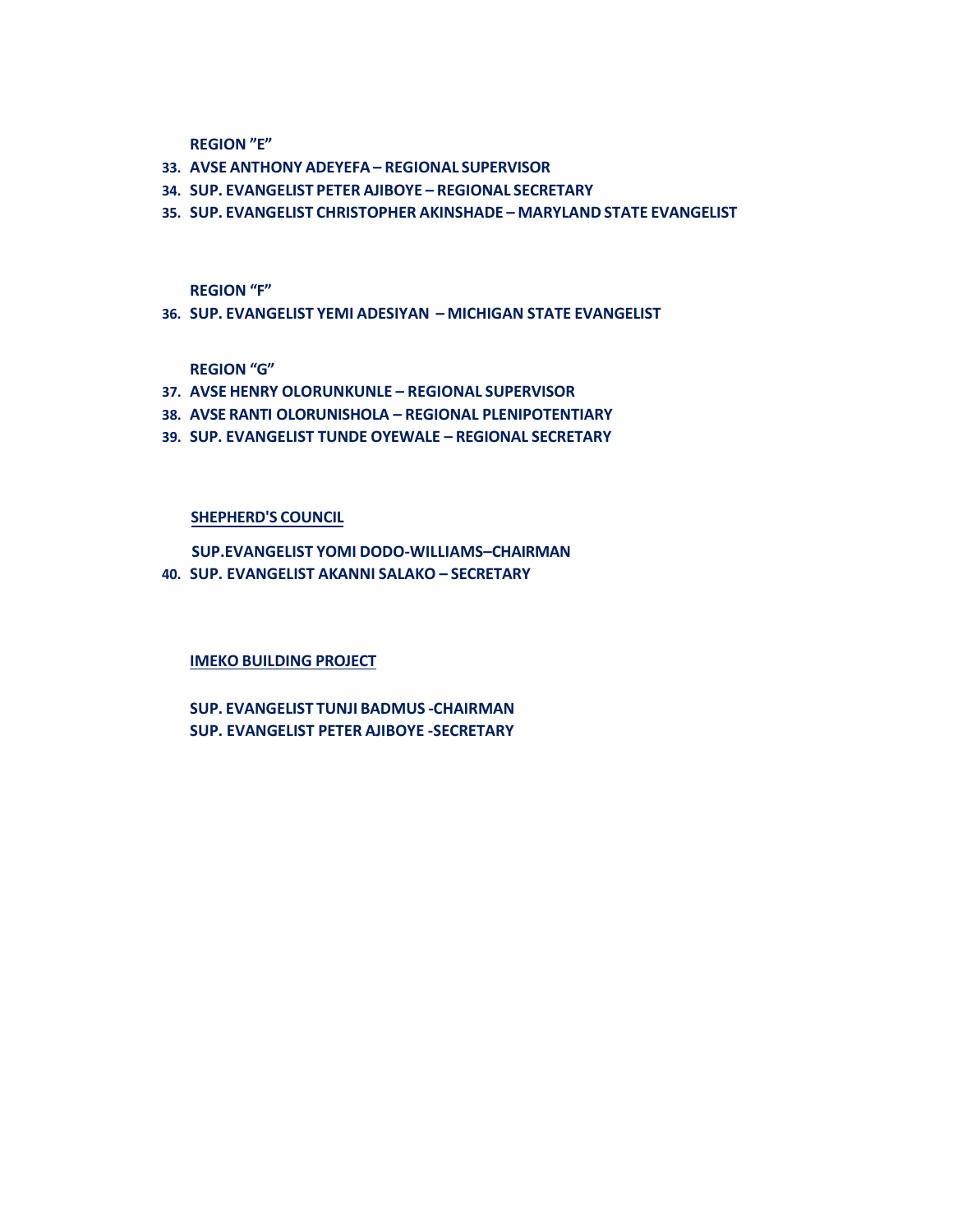**REGION "E"**

33. **AVSE ANTHONY ADEYEFA – REGIONAL SUPERVISOR**
34. **SUP. EVANGELIST PETER AJIBOYE – REGIONAL SECRETARY**
35. **SUP. EVANGELIST CHRISTOPHER AKINSHADE – MARYLAND STATE EVANGELIST**

**REGION "F"**

36. **SUP. EVANGELIST YEMI ADESIYAN – MICHIGAN STATE EVANGELIST**

**REGION "G"**

37. **AVSE HENRY OLORUNKUNLE – REGIONAL SUPERVISOR**
38. **AVSE RANTI OLORUNISHOLA – REGIONAL PLENIPOTENTIARY**
39. **SUP. EVANGELIST TUNDE OYEWALE – REGIONAL SECRETARY**

**<u>SHEPHERD'S COUNCIL</u>**

**SUP.EVANGELIST YOMI DODO-WILLIAMS–CHAIRMAN**

40. **SUP. EVANGELIST AKANNI SALAKO – SECRETARY**

**<u>IMEKO BUILDING PROJECT</u>**

**SUP. EVANGELIST TUNJI BADMUS -CHAIRMAN**
**SUP. EVANGELIST PETER AJIBOYE -SECRETARY**